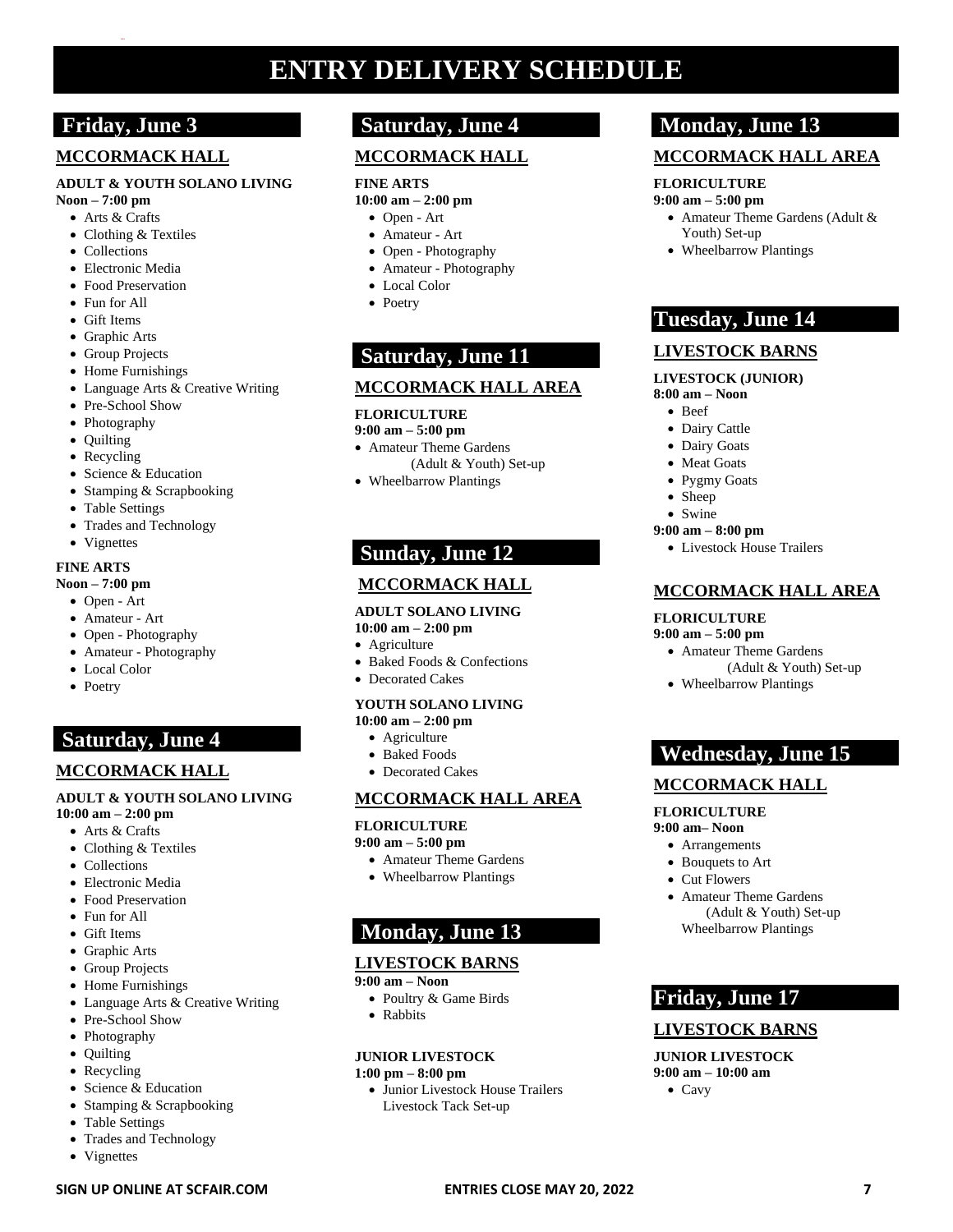# ENTRY DELIVERY SCHEDULE

## Friday, June 3

### MCCORMACK HALL

**ADULT & YOUTH SOLANO LIVING**
**Noon – 7:00 pm**

- Arts & Crafts
- Clothing & Textiles
- Collections
- Electronic Media
- Food Preservation
- Fun for All
- Gift Items
- Graphic Arts
- Group Projects
- Home Furnishings
- Language Arts & Creative Writing
- Pre-School Show
- Photography
- Quilting
- Recycling
- Science & Education
- Stamping & Scrapbooking
- Table Settings
- Trades and Technology
- Vignettes

**FINE ARTS**
**Noon – 7:00 pm**

- Open - Art
- Amateur - Art
- Open - Photography
- Amateur - Photography
- Local Color
- Poetry

## Saturday, June 4

### MCCORMACK HALL

**ADULT & YOUTH SOLANO LIVING**
**10:00 am – 2:00 pm**

- Arts & Crafts
- Clothing & Textiles
- Collections
- Electronic Media
- Food Preservation
- Fun for All
- Gift Items
- Graphic Arts
- Group Projects
- Home Furnishings
- Language Arts & Creative Writing
- Pre-School Show
- Photography
- Quilting
- Recycling
- Science & Education
- Stamping & Scrapbooking
- Table Settings
- Trades and Technology
- Vignettes

## Saturday, June 4

### MCCORMACK HALL

**FINE ARTS**
**10:00 am – 2:00 pm**

- Open - Art
- Amateur - Art
- Open - Photography
- Amateur - Photography
- Local Color
- Poetry

## Saturday, June 11

### MCCORMACK HALL AREA

**FLORICULTURE**
**9:00 am – 5:00 pm**

- Amateur Theme Gardens (Adult & Youth) Set-up
- Wheelbarrow Plantings

## Sunday, June 12

### MCCORMACK HALL

**ADULT SOLANO LIVING**
**10:00 am – 2:00 pm**

- Agriculture
- Baked Foods & Confections
- Decorated Cakes

**YOUTH SOLANO LIVING**
**10:00 am – 2:00 pm**

- Agriculture
- Baked Foods
- Decorated Cakes

### MCCORMACK HALL AREA

**FLORICULTURE**
**9:00 am – 5:00 pm**

- Amateur Theme Gardens
- Wheelbarrow Plantings

## Monday, June 13

### LIVESTOCK BARNS

**9:00 am – Noon**

- Poultry & Game Birds
- Rabbits

**JUNIOR LIVESTOCK**
**1:00 pm – 8:00 pm**

- Junior Livestock House Trailers Livestock Tack Set-up

## Monday, June 13

### MCCORMACK HALL AREA

**FLORICULTURE**
**9:00 am – 5:00 pm**

- Amateur Theme Gardens (Adult & Youth) Set-up
- Wheelbarrow Plantings

## Tuesday, June 14

### LIVESTOCK BARNS

**LIVESTOCK (JUNIOR)**
**8:00 am – Noon**

- Beef
- Dairy Cattle
- Dairy Goats
- Meat Goats
- Pygmy Goats
- Sheep
- Swine

**9:00 am – 8:00 pm**

- Livestock House Trailers

### MCCORMACK HALL AREA

**FLORICULTURE**
**9:00 am – 5:00 pm**

- Amateur Theme Gardens (Adult & Youth) Set-up
- Wheelbarrow Plantings

## Wednesday, June 15

### MCCORMACK HALL

**FLORICULTURE**
**9:00 am– Noon**

- Arrangements
- Bouquets to Art
- Cut Flowers
- Amateur Theme Gardens (Adult & Youth) Set-up Wheelbarrow Plantings

## Friday, June 17

### LIVESTOCK BARNS

**JUNIOR LIVESTOCK**
**9:00 am – 10:00 am**

- Cavy

SIGN UP ONLINE AT SCFAIR.COM — ENTRIES CLOSE MAY 20, 2022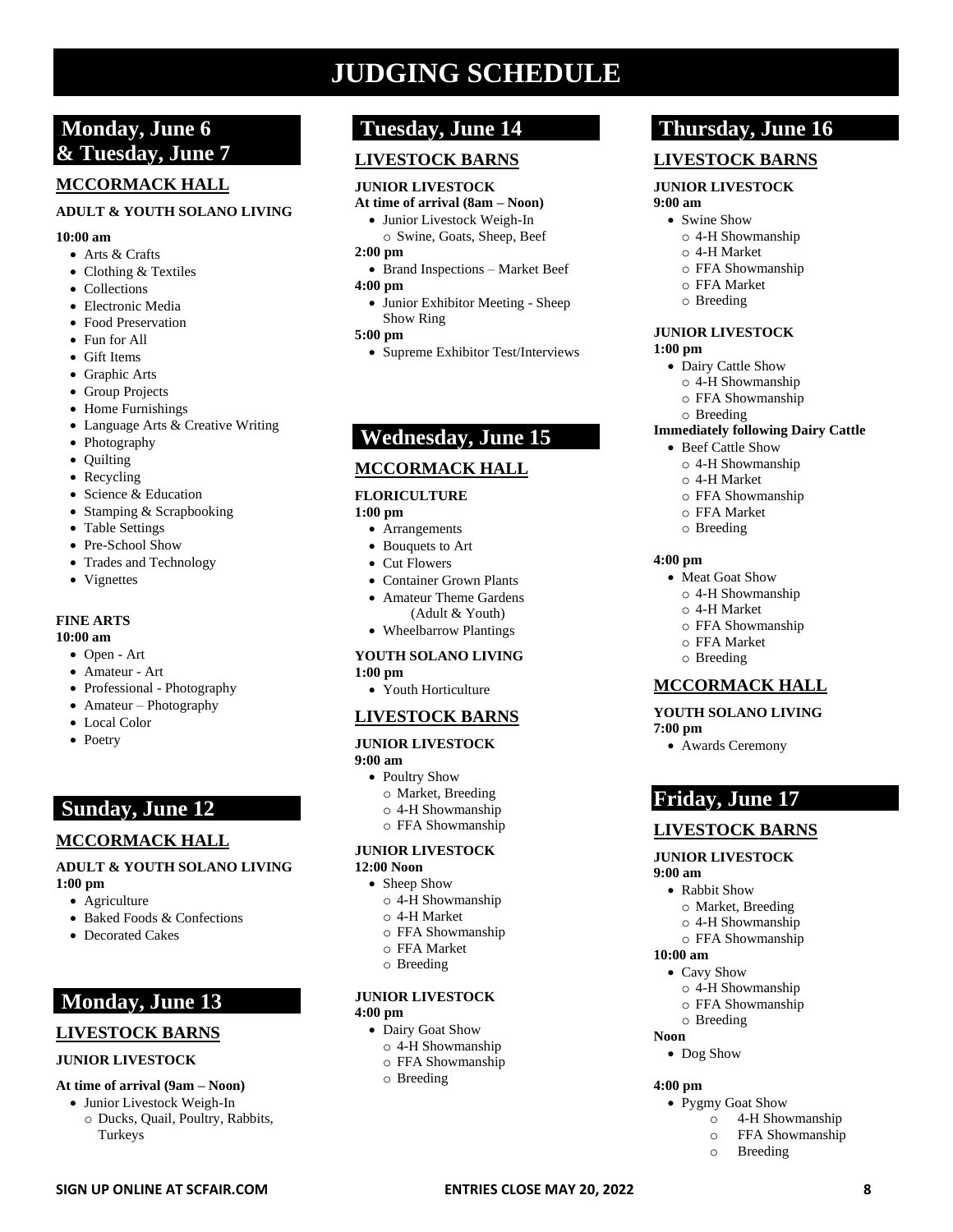# JUDGING SCHEDULE

## Monday, June 6 & Tuesday, June 7

### MCCORMACK HALL

**ADULT & YOUTH SOLANO LIVING**

**10:00 am**

- Arts & Crafts
- Clothing & Textiles
- Collections
- Electronic Media
- Food Preservation
- Fun for All
- Gift Items
- Graphic Arts
- Group Projects
- Home Furnishings
- Language Arts & Creative Writing
- Photography
- Quilting
- Recycling
- Science & Education
- Stamping & Scrapbooking
- Table Settings
- Pre-School Show
- Trades and Technology
- Vignettes

**FINE ARTS**

**10:00 am**

- Open - Art
- Amateur - Art
- Professional - Photography
- Amateur – Photography
- Local Color
- Poetry

## Sunday, June 12

### MCCORMACK HALL

**ADULT & YOUTH SOLANO LIVING**

**1:00 pm**

- Agriculture
- Baked Foods & Confections
- Decorated Cakes

## Monday, June 13

### LIVESTOCK BARNS

**JUNIOR LIVESTOCK**

**At time of arrival (9am – Noon)**

- Junior Livestock Weigh-In
  - Ducks, Quail, Poultry, Rabbits, Turkeys

## Tuesday, June 14

### LIVESTOCK BARNS

**JUNIOR LIVESTOCK**

**At time of arrival (8am – Noon)**

- Junior Livestock Weigh-In
  - Swine, Goats, Sheep, Beef

**2:00 pm**

- Brand Inspections – Market Beef

**4:00 pm**

- Junior Exhibitor Meeting - Sheep Show Ring

**5:00 pm**

- Supreme Exhibitor Test/Interviews

## Wednesday, June 15

### MCCORMACK HALL

**FLORICULTURE**

**1:00 pm**

- Arrangements
- Bouquets to Art
- Cut Flowers
- Container Grown Plants
- Amateur Theme Gardens (Adult & Youth)
- Wheelbarrow Plantings

**YOUTH SOLANO LIVING**

**1:00 pm**

- Youth Horticulture

### LIVESTOCK BARNS

**JUNIOR LIVESTOCK**

**9:00 am**

- Poultry Show
  - Market, Breeding
  - 4-H Showmanship
  - FFA Showmanship

**JUNIOR LIVESTOCK**

**12:00 Noon**

- Sheep Show
  - 4-H Showmanship
  - 4-H Market
  - FFA Showmanship
  - FFA Market
  - Breeding

**JUNIOR LIVESTOCK**

**4:00 pm**

- Dairy Goat Show
  - 4-H Showmanship
  - FFA Showmanship
  - Breeding

## Thursday, June 16

### LIVESTOCK BARNS

**JUNIOR LIVESTOCK**

**9:00 am**

- Swine Show
  - 4-H Showmanship
  - 4-H Market
  - FFA Showmanship
  - FFA Market
  - Breeding

**JUNIOR LIVESTOCK**

**1:00 pm**

- Dairy Cattle Show
  - 4-H Showmanship
  - FFA Showmanship
  - Breeding

**Immediately following Dairy Cattle**

- Beef Cattle Show
  - 4-H Showmanship
  - 4-H Market
  - FFA Showmanship
  - FFA Market
  - Breeding

**4:00 pm**

- Meat Goat Show
  - 4-H Showmanship
  - 4-H Market
  - FFA Showmanship
  - FFA Market
  - Breeding

### MCCORMACK HALL

**YOUTH SOLANO LIVING**

**7:00 pm**

- Awards Ceremony

## Friday, June 17

### LIVESTOCK BARNS

**JUNIOR LIVESTOCK**

**9:00 am**

- Rabbit Show
  - Market, Breeding
  - 4-H Showmanship
  - FFA Showmanship

**10:00 am**

- Cavy Show
  - 4-H Showmanship
  - FFA Showmanship
  - Breeding

**Noon**

- Dog Show

**4:00 pm**

- Pygmy Goat Show
  - 4-H Showmanship
  - FFA Showmanship
  - Breeding

**SIGN UP ONLINE AT SCFAIR.COM** **ENTRIES CLOSE MAY 20, 2022**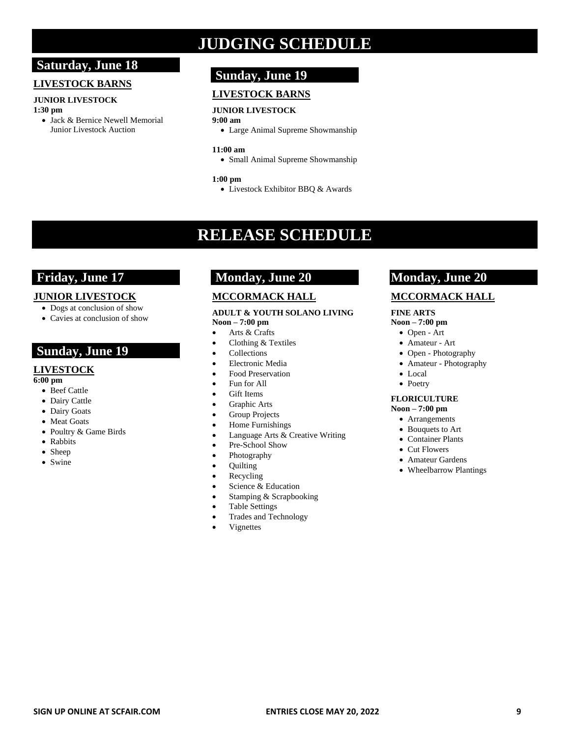# JUDGING SCHEDULE

## Saturday, June 18

### LIVESTOCK BARNS

**JUNIOR LIVESTOCK**

**1:30 pm**

- Jack & Bernice Newell Memorial Junior Livestock Auction

## Sunday, June 19

### LIVESTOCK BARNS

**JUNIOR LIVESTOCK**

**9:00 am**

- Large Animal Supreme Showmanship

**11:00 am**

- Small Animal Supreme Showmanship

**1:00 pm**

- Livestock Exhibitor BBQ & Awards

# RELEASE SCHEDULE

## Friday, June 17

### JUNIOR LIVESTOCK

- Dogs at conclusion of show
- Cavies at conclusion of show

## Sunday, June 19

### LIVESTOCK

**6:00 pm**

- Beef Cattle
- Dairy Cattle
- Dairy Goats
- Meat Goats
- Poultry & Game Birds
- Rabbits
- Sheep
- Swine

## Monday, June 20

### MCCORMACK HALL

**ADULT & YOUTH SOLANO LIVING**

**Noon – 7:00 pm**

- Arts & Crafts
- Clothing & Textiles
- Collections
- Electronic Media
- Food Preservation
- Fun for All
- Gift Items
- Graphic Arts
- Group Projects
- Home Furnishings
- Language Arts & Creative Writing
- Pre-School Show
- Photography
- Quilting
- Recycling
- Science & Education
- Stamping & Scrapbooking
- Table Settings
- Trades and Technology
- Vignettes

## Monday, June 20

### MCCORMACK HALL

**FINE ARTS**

**Noon – 7:00 pm**

- Open - Art
- Amateur - Art
- Open - Photography
- Amateur - Photography
- Local
- Poetry

**FLORICULTURE**

**Noon – 7:00 pm**

- Arrangements
- Bouquets to Art
- Container Plants
- Cut Flowers
- Amateur Gardens
- Wheelbarrow Plantings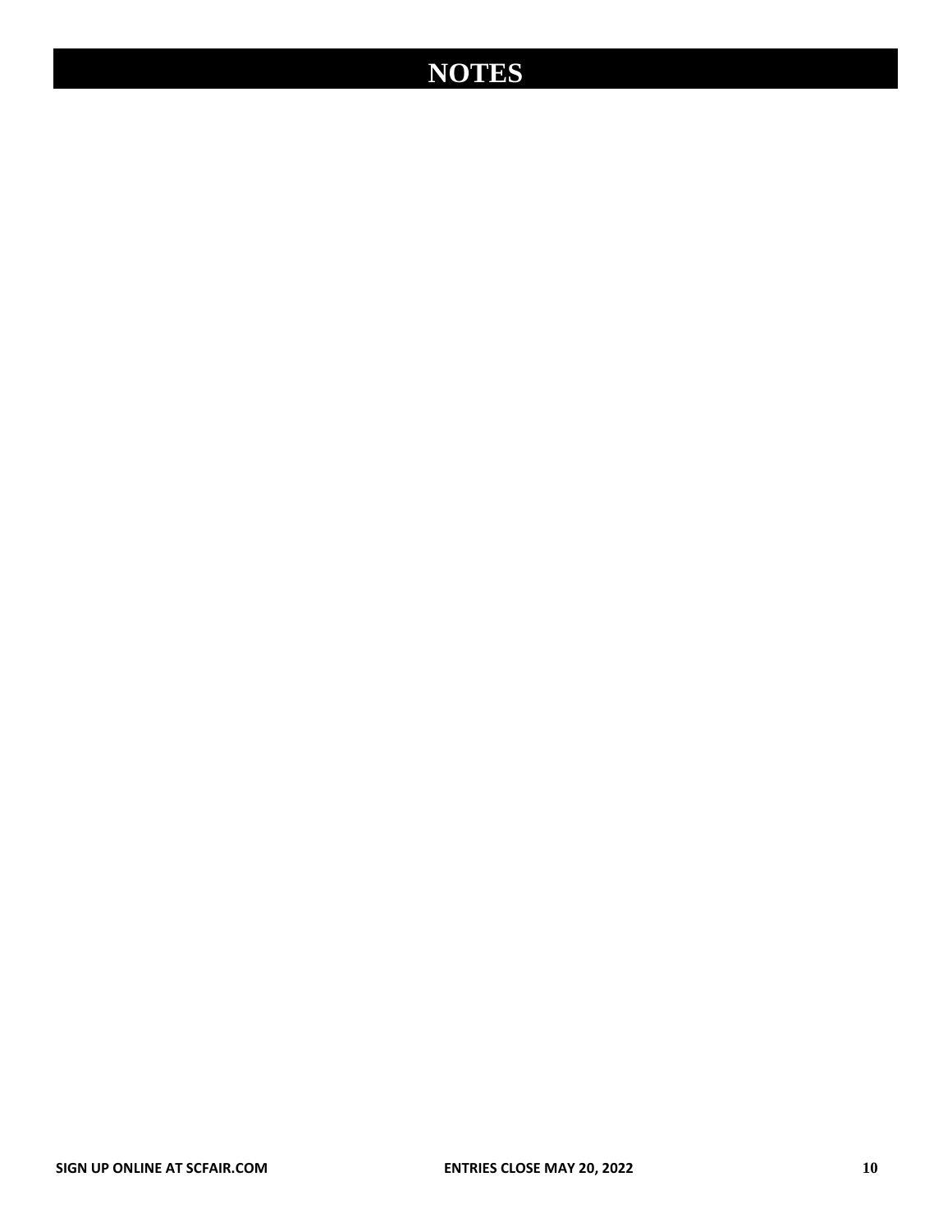# NOTES